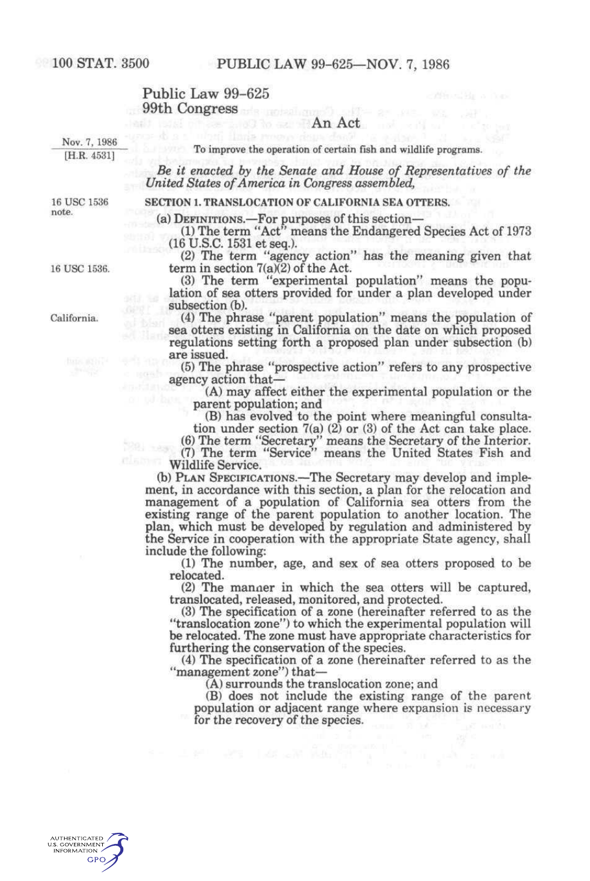Public Law 99-625
99th Congress

An Act

Nov. 7, 1986
[H.R. 4531]

To improve the operation of certain fish and wildlife programs.

*Be it enacted by the Senate and House of Representatives of the United States of America in Congress assembled,*

16 USC 1536 note.

**SECTION 1. TRANSLOCATION OF CALIFORNIA SEA OTTERS.**

(a) DEFINITIONS.—For purposes of this section—

(1) The term "Act" means the Endangered Species Act of 1973 (16 U.S.C. 1531 et seq.).

(2) The term "agency action" has the meaning given that term in section 7(a)(2) of the Act.

16 USC 1536.

(3) The term "experimental population" means the population of sea otters provided for under a plan developed under subsection (b).

California.

(4) The phrase "parent population" means the population of sea otters existing in California on the date on which proposed regulations setting forth a proposed plan under subsection (b) are issued.

(5) The phrase "prospective action" refers to any prospective agency action that—

(A) may affect either the experimental population or the parent population; and

(B) has evolved to the point where meaningful consultation under section 7(a) (2) or (3) of the Act can take place.

(6) The term "Secretary" means the Secretary of the Interior.

(7) The term "Service" means the United States Fish and Wildlife Service.

(b) PLAN SPECIFICATIONS.—The Secretary may develop and implement, in accordance with this section, a plan for the relocation and management of a population of California sea otters from the existing range of the parent population to another location. The plan, which must be developed by regulation and administered by the Service in cooperation with the appropriate State agency, shall include the following:

(1) The number, age, and sex of sea otters proposed to be relocated.

(2) The manner in which the sea otters will be captured, translocated, released, monitored, and protected.

(3) The specification of a zone (hereinafter referred to as the "translocation zone") to which the experimental population will be relocated. The zone must have appropriate characteristics for furthering the conservation of the species.

(4) The specification of a zone (hereinafter referred to as the "management zone") that—

(A) surrounds the translocation zone; and

(B) does not include the existing range of the parent population or adjacent range where expansion is necessary for the recovery of the species.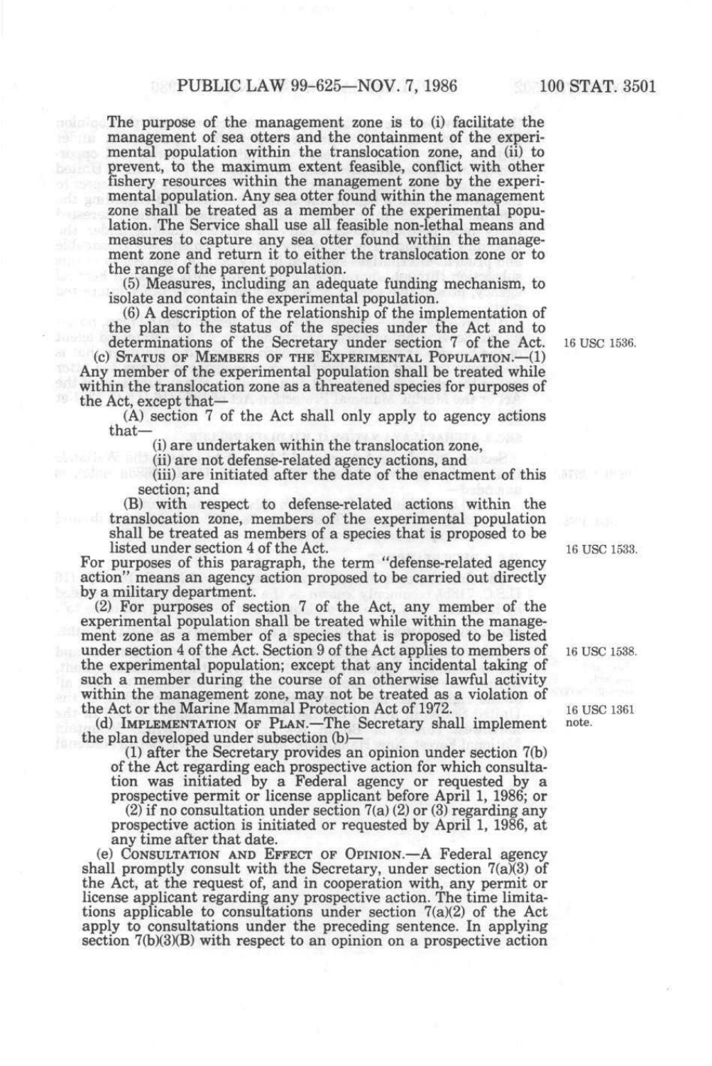The purpose of the management zone is to (i) facilitate the management of sea otters and the containment of the experimental population within the translocation zone, and (ii) to prevent, to the maximum extent feasible, conflict with other fishery resources within the management zone by the experimental population. Any sea otter found within the management zone shall be treated as a member of the experimental population. The Service shall use all feasible non-lethal means and measures to capture any sea otter found within the management zone and return it to either the translocation zone or to the range of the parent population.

(5) Measures, including an adequate funding mechanism, to isolate and contain the experimental population.

(6) A description of the relationship of the implementation of the plan to the status of the species under the Act and to determinations of the Secretary under section 7 of the Act.

16 USC 1536.

(c) STATUS OF MEMBERS OF THE EXPERIMENTAL POPULATION.—(1) Any member of the experimental population shall be treated while within the translocation zone as a threatened species for purposes of the Act, except that—

(A) section 7 of the Act shall only apply to agency actions that—

(i) are undertaken within the translocation zone,

(ii) are not defense-related agency actions, and

(iii) are initiated after the date of the enactment of this section; and

(B) with respect to defense-related actions within the translocation zone, members of the experimental population shall be treated as members of a species that is proposed to be listed under section 4 of the Act.

16 USC 1533.

For purposes of this paragraph, the term "defense-related agency action" means an agency action proposed to be carried out directly by a military department.

(2) For purposes of section 7 of the Act, any member of the experimental population shall be treated while within the management zone as a member of a species that is proposed to be listed under section 4 of the Act. Section 9 of the Act applies to members of the experimental population; except that any incidental taking of such a member during the course of an otherwise lawful activity within the management zone, may not be treated as a violation of the Act or the Marine Mammal Protection Act of 1972.

16 USC 1538.

16 USC 1361 note.

(d) IMPLEMENTATION OF PLAN.—The Secretary shall implement the plan developed under subsection (b)—

(1) after the Secretary provides an opinion under section 7(b) of the Act regarding each prospective action for which consultation was initiated by a Federal agency or requested by a prospective permit or license applicant before April 1, 1986; or

(2) if no consultation under section 7(a) (2) or (3) regarding any prospective action is initiated or requested by April 1, 1986, at any time after that date.

(e) CONSULTATION AND EFFECT OF OPINION.—A Federal agency shall promptly consult with the Secretary, under section 7(a)(3) of the Act, at the request of, and in cooperation with, any permit or license applicant regarding any prospective action. The time limitations applicable to consultations under section 7(a)(2) of the Act apply to consultations under the preceding sentence. In applying section 7(b)(3)(B) with respect to an opinion on a prospective action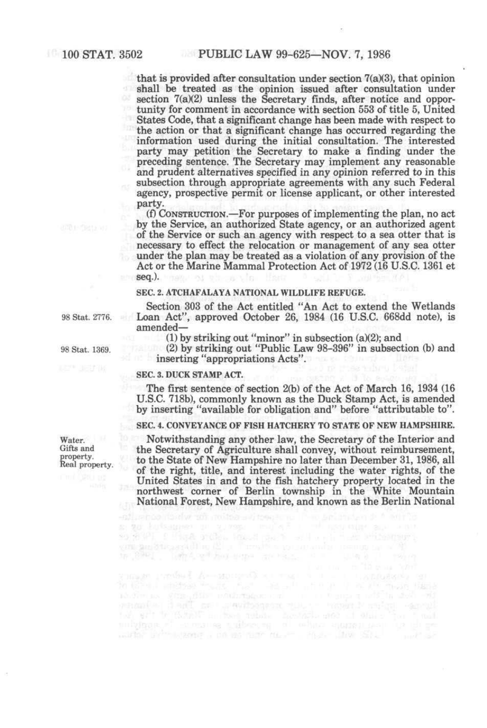that is provided after consultation under section 7(a)(3), that opinion shall be treated as the opinion issued after consultation under section 7(a)(2) unless the Secretary finds, after notice and opportunity for comment in accordance with section 553 of title 5, United States Code, that a significant change has been made with respect to the action or that a significant change has occurred regarding the information used during the initial consultation. The interested party may petition the Secretary to make a finding under the preceding sentence. The Secretary may implement any reasonable and prudent alternatives specified in any opinion referred to in this subsection through appropriate agreements with any such Federal agency, prospective permit or license applicant, or other interested party.

(f) CONSTRUCTION.—For purposes of implementing the plan, no act by the Service, an authorized State agency, or an authorized agent of the Service or such an agency with respect to a sea otter that is necessary to effect the relocation or management of any sea otter under the plan may be treated as a violation of any provision of the Act or the Marine Mammal Protection Act of 1972 (16 U.S.C. 1361 et seq.).

**SEC. 2. ATCHAFALAYA NATIONAL WILDLIFE REFUGE.**

Section 303 of the Act entitled "An Act to extend the Wetlands Loan Act", approved October 26, 1984 (16 U.S.C. 668dd note), is amended— (98 Stat. 2776.)

(1) by striking out "minor" in subsection (a)(2); and

(2) by striking out "Public Law 98-396" in subsection (b) and inserting "appropriations Acts". (98 Stat. 1369.)

**SEC. 3. DUCK STAMP ACT.**

The first sentence of section 2(b) of the Act of March 16, 1934 (16 U.S.C. 718b), commonly known as the Duck Stamp Act, is amended by inserting "available for obligation and" before "attributable to".

**SEC. 4. CONVEYANCE OF FISH HATCHERY TO STATE OF NEW HAMPSHIRE.**

Water. Gifts and property. Real property.

Notwithstanding any other law, the Secretary of the Interior and the Secretary of Agriculture shall convey, without reimbursement, to the State of New Hampshire no later than December 31, 1986, all of the right, title, and interest including the water rights, of the United States in and to the fish hatchery property located in the northwest corner of Berlin township in the White Mountain National Forest, New Hampshire, and known as the Berlin National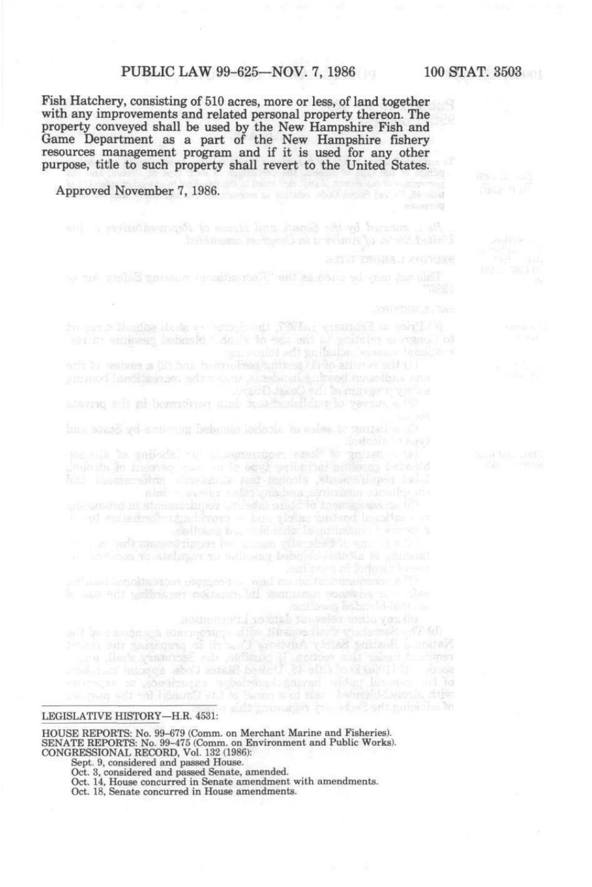Fish Hatchery, consisting of 510 acres, more or less, of land together with any improvements and related personal property thereon. The property conveyed shall be used by the New Hampshire Fish and Game Department as a part of the New Hampshire fishery resources management program and if it is used for any other purpose, title to such property shall revert to the United States.

Approved November 7, 1986.

---

LEGISLATIVE HISTORY—H.R. 4531:

HOUSE REPORTS: No. 99-679 (Comm. on Merchant Marine and Fisheries).
SENATE REPORTS: No. 99-475 (Comm. on Environment and Public Works).
CONGRESSIONAL RECORD, Vol. 132 (1986):
- Sept. 9, considered and passed House.
- Oct. 3, considered and passed Senate, amended.
- Oct. 14, House concurred in Senate amendment with amendments.
- Oct. 18, Senate concurred in House amendments.